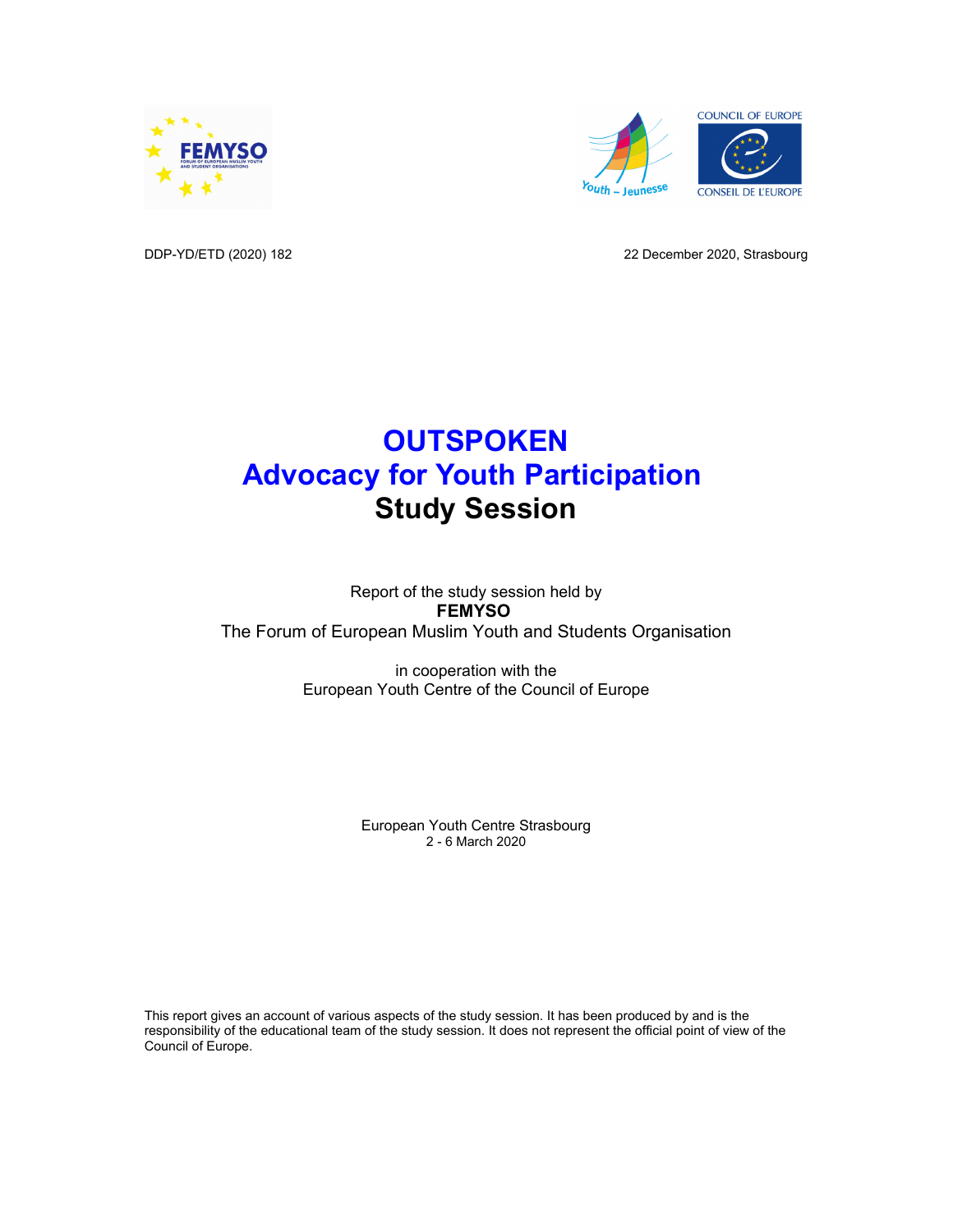DDP-YD/ETD (2020) 182

22 December 2020, Strasbourg

# OUTSPOKEN
# Advocacy for Youth Participation
# Study Session

Report of the study session held by
**FEMYSO**
The Forum of European Muslim Youth and Students Organisation

in cooperation with the
European Youth Centre of the Council of Europe

European Youth Centre Strasbourg
2 - 6 March 2020

This report gives an account of various aspects of the study session. It has been produced by and is the responsibility of the educational team of the study session. It does not represent the official point of view of the Council of Europe.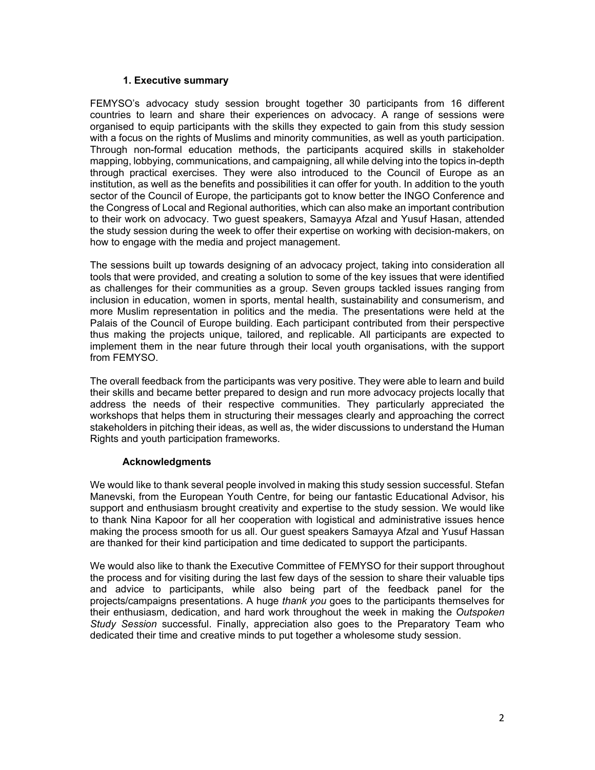## 1. Executive summary

FEMYSO's advocacy study session brought together 30 participants from 16 different countries to learn and share their experiences on advocacy. A range of sessions were organised to equip participants with the skills they expected to gain from this study session with a focus on the rights of Muslims and minority communities, as well as youth participation. Through non-formal education methods, the participants acquired skills in stakeholder mapping, lobbying, communications, and campaigning, all while delving into the topics in-depth through practical exercises. They were also introduced to the Council of Europe as an institution, as well as the benefits and possibilities it can offer for youth. In addition to the youth sector of the Council of Europe, the participants got to know better the INGO Conference and the Congress of Local and Regional authorities, which can also make an important contribution to their work on advocacy. Two guest speakers, Samayya Afzal and Yusuf Hasan, attended the study session during the week to offer their expertise on working with decision-makers, on how to engage with the media and project management.

The sessions built up towards designing of an advocacy project, taking into consideration all tools that were provided, and creating a solution to some of the key issues that were identified as challenges for their communities as a group. Seven groups tackled issues ranging from inclusion in education, women in sports, mental health, sustainability and consumerism, and more Muslim representation in politics and the media. The presentations were held at the Palais of the Council of Europe building. Each participant contributed from their perspective thus making the projects unique, tailored, and replicable. All participants are expected to implement them in the near future through their local youth organisations, with the support from FEMYSO.

The overall feedback from the participants was very positive. They were able to learn and build their skills and became better prepared to design and run more advocacy projects locally that address the needs of their respective communities. They particularly appreciated the workshops that helps them in structuring their messages clearly and approaching the correct stakeholders in pitching their ideas, as well as, the wider discussions to understand the Human Rights and youth participation frameworks.

## Acknowledgments

We would like to thank several people involved in making this study session successful. Stefan Manevski, from the European Youth Centre, for being our fantastic Educational Advisor, his support and enthusiasm brought creativity and expertise to the study session. We would like to thank Nina Kapoor for all her cooperation with logistical and administrative issues hence making the process smooth for us all. Our guest speakers Samayya Afzal and Yusuf Hassan are thanked for their kind participation and time dedicated to support the participants.

We would also like to thank the Executive Committee of FEMYSO for their support throughout the process and for visiting during the last few days of the session to share their valuable tips and advice to participants, while also being part of the feedback panel for the projects/campaigns presentations. A huge *thank you* goes to the participants themselves for their enthusiasm, dedication, and hard work throughout the week in making the *Outspoken Study Session* successful. Finally, appreciation also goes to the Preparatory Team who dedicated their time and creative minds to put together a wholesome study session.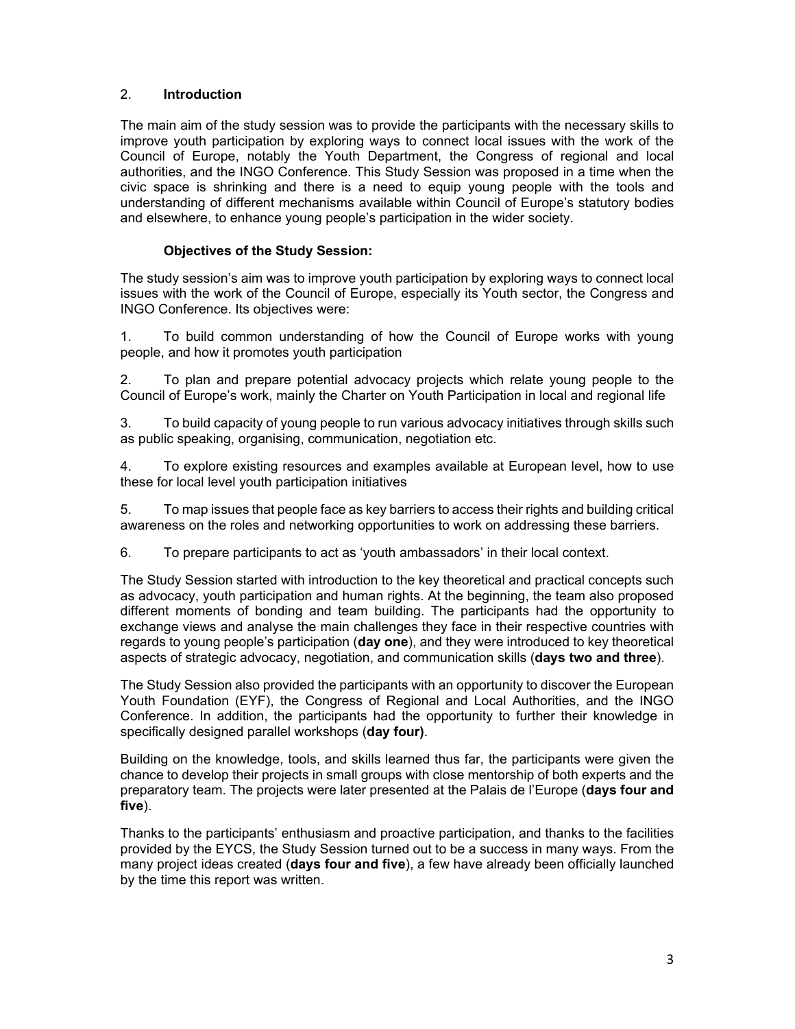## 2. Introduction

The main aim of the study session was to provide the participants with the necessary skills to improve youth participation by exploring ways to connect local issues with the work of the Council of Europe, notably the Youth Department, the Congress of regional and local authorities, and the INGO Conference. This Study Session was proposed in a time when the civic space is shrinking and there is a need to equip young people with the tools and understanding of different mechanisms available within Council of Europe's statutory bodies and elsewhere, to enhance young people's participation in the wider society.

### Objectives of the Study Session:

The study session's aim was to improve youth participation by exploring ways to connect local issues with the work of the Council of Europe, especially its Youth sector, the Congress and INGO Conference. Its objectives were:

1. To build common understanding of how the Council of Europe works with young people, and how it promotes youth participation

2. To plan and prepare potential advocacy projects which relate young people to the Council of Europe's work, mainly the Charter on Youth Participation in local and regional life

3. To build capacity of young people to run various advocacy initiatives through skills such as public speaking, organising, communication, negotiation etc.

4. To explore existing resources and examples available at European level, how to use these for local level youth participation initiatives

5. To map issues that people face as key barriers to access their rights and building critical awareness on the roles and networking opportunities to work on addressing these barriers.

6. To prepare participants to act as 'youth ambassadors' in their local context.

The Study Session started with introduction to the key theoretical and practical concepts such as advocacy, youth participation and human rights. At the beginning, the team also proposed different moments of bonding and team building. The participants had the opportunity to exchange views and analyse the main challenges they face in their respective countries with regards to young people's participation (**day one**), and they were introduced to key theoretical aspects of strategic advocacy, negotiation, and communication skills (**days two and three**).

The Study Session also provided the participants with an opportunity to discover the European Youth Foundation (EYF), the Congress of Regional and Local Authorities, and the INGO Conference. In addition, the participants had the opportunity to further their knowledge in specifically designed parallel workshops (**day four)**.

Building on the knowledge, tools, and skills learned thus far, the participants were given the chance to develop their projects in small groups with close mentorship of both experts and the preparatory team. The projects were later presented at the Palais de l'Europe (**days four and five**).

Thanks to the participants' enthusiasm and proactive participation, and thanks to the facilities provided by the EYCS, the Study Session turned out to be a success in many ways. From the many project ideas created (**days four and five**), a few have already been officially launched by the time this report was written.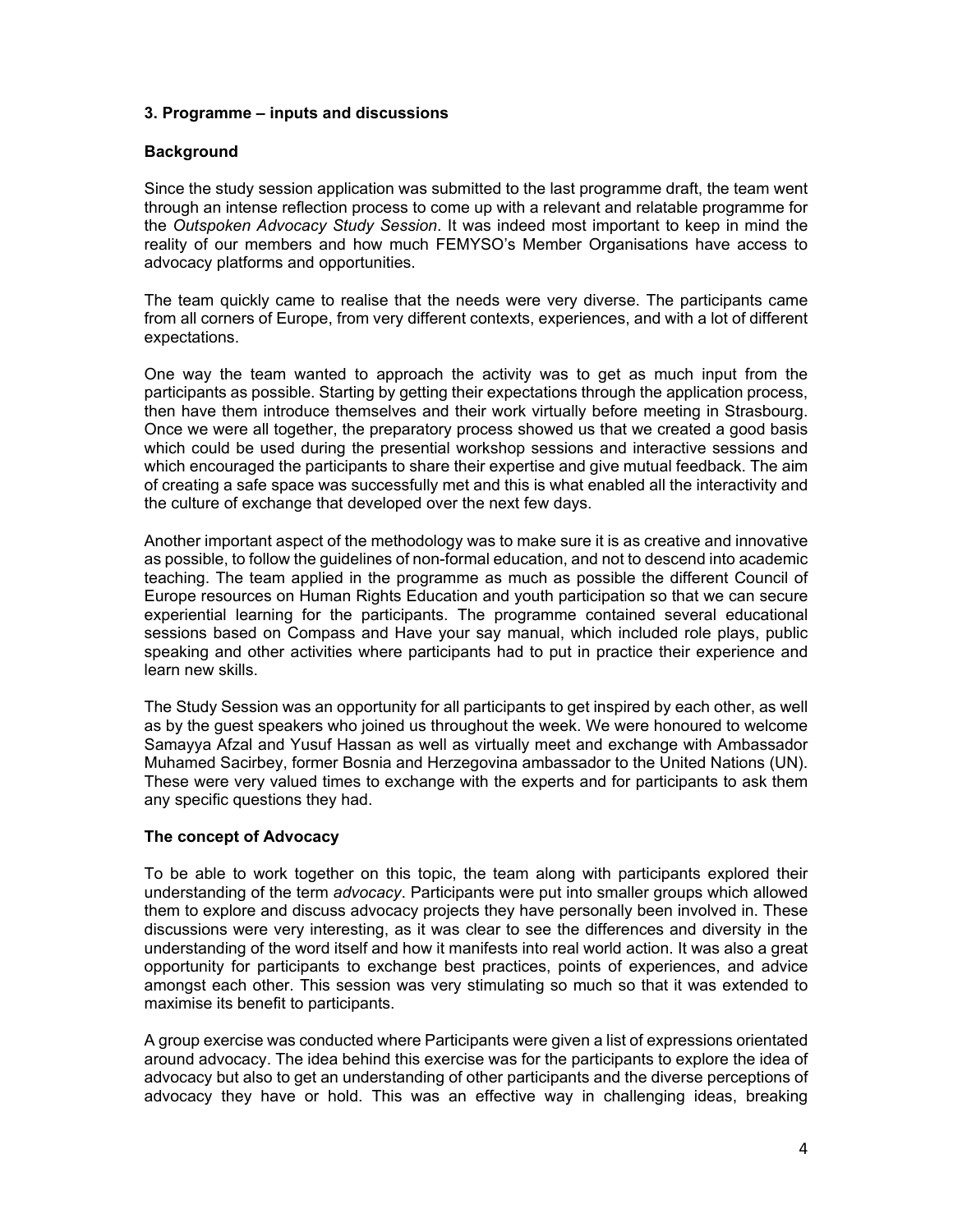### 3. Programme – inputs and discussions

#### Background

Since the study session application was submitted to the last programme draft, the team went through an intense reflection process to come up with a relevant and relatable programme for the *Outspoken Advocacy Study Session*. It was indeed most important to keep in mind the reality of our members and how much FEMYSO's Member Organisations have access to advocacy platforms and opportunities.

The team quickly came to realise that the needs were very diverse. The participants came from all corners of Europe, from very different contexts, experiences, and with a lot of different expectations.

One way the team wanted to approach the activity was to get as much input from the participants as possible. Starting by getting their expectations through the application process, then have them introduce themselves and their work virtually before meeting in Strasbourg. Once we were all together, the preparatory process showed us that we created a good basis which could be used during the presential workshop sessions and interactive sessions and which encouraged the participants to share their expertise and give mutual feedback. The aim of creating a safe space was successfully met and this is what enabled all the interactivity and the culture of exchange that developed over the next few days.

Another important aspect of the methodology was to make sure it is as creative and innovative as possible, to follow the guidelines of non-formal education, and not to descend into academic teaching. The team applied in the programme as much as possible the different Council of Europe resources on Human Rights Education and youth participation so that we can secure experiential learning for the participants. The programme contained several educational sessions based on Compass and Have your say manual, which included role plays, public speaking and other activities where participants had to put in practice their experience and learn new skills.

The Study Session was an opportunity for all participants to get inspired by each other, as well as by the guest speakers who joined us throughout the week. We were honoured to welcome Samayya Afzal and Yusuf Hassan as well as virtually meet and exchange with Ambassador Muhamed Sacirbey, former Bosnia and Herzegovina ambassador to the United Nations (UN). These were very valued times to exchange with the experts and for participants to ask them any specific questions they had.

#### The concept of Advocacy

To be able to work together on this topic, the team along with participants explored their understanding of the term *advocacy*. Participants were put into smaller groups which allowed them to explore and discuss advocacy projects they have personally been involved in. These discussions were very interesting, as it was clear to see the differences and diversity in the understanding of the word itself and how it manifests into real world action. It was also a great opportunity for participants to exchange best practices, points of experiences, and advice amongst each other. This session was very stimulating so much so that it was extended to maximise its benefit to participants.

A group exercise was conducted where Participants were given a list of expressions orientated around advocacy. The idea behind this exercise was for the participants to explore the idea of advocacy but also to get an understanding of other participants and the diverse perceptions of advocacy they have or hold. This was an effective way in challenging ideas, breaking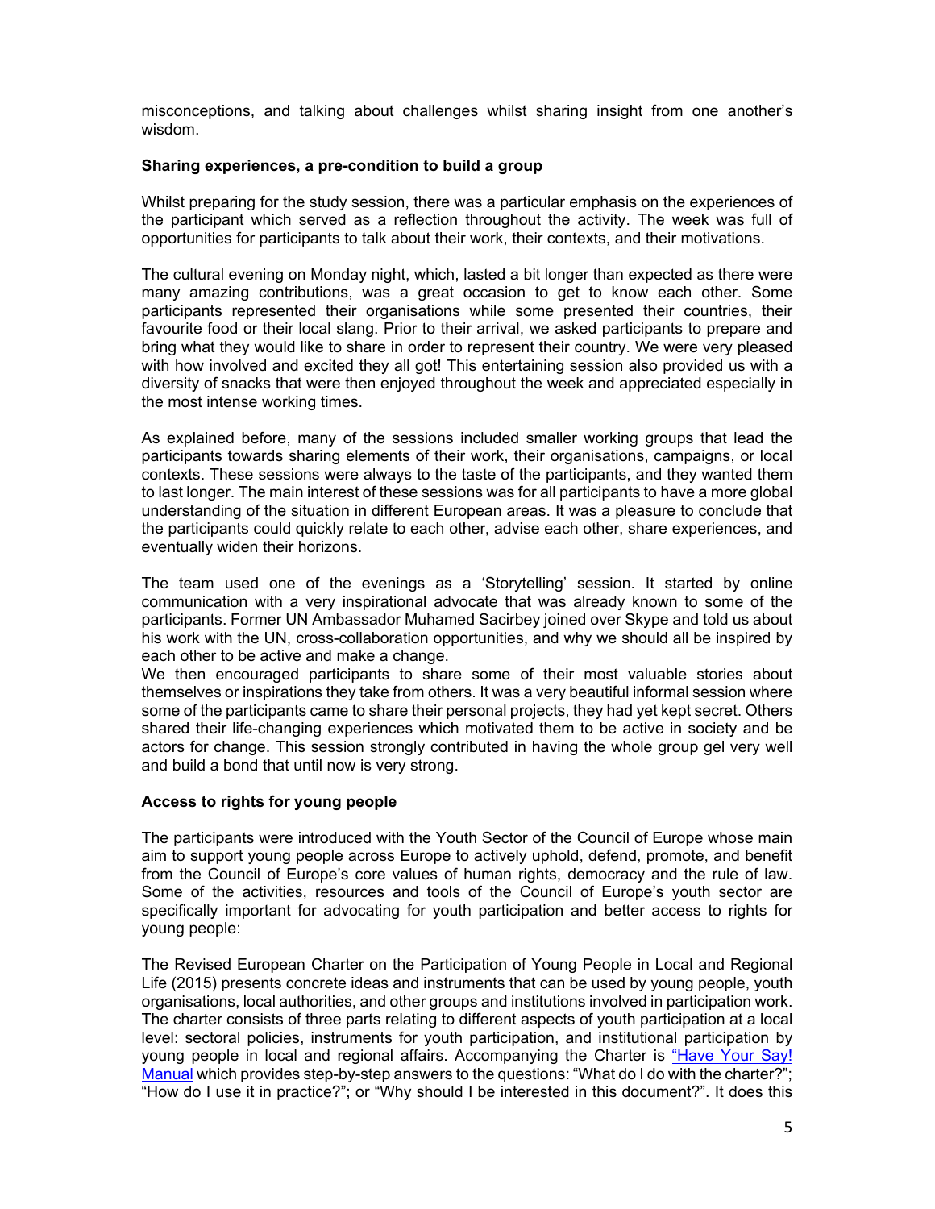misconceptions, and talking about challenges whilst sharing insight from one another's wisdom.

**Sharing experiences, a pre-condition to build a group**

Whilst preparing for the study session, there was a particular emphasis on the experiences of the participant which served as a reflection throughout the activity. The week was full of opportunities for participants to talk about their work, their contexts, and their motivations.

The cultural evening on Monday night, which, lasted a bit longer than expected as there were many amazing contributions, was a great occasion to get to know each other. Some participants represented their organisations while some presented their countries, their favourite food or their local slang. Prior to their arrival, we asked participants to prepare and bring what they would like to share in order to represent their country. We were very pleased with how involved and excited they all got! This entertaining session also provided us with a diversity of snacks that were then enjoyed throughout the week and appreciated especially in the most intense working times.

As explained before, many of the sessions included smaller working groups that lead the participants towards sharing elements of their work, their organisations, campaigns, or local contexts. These sessions were always to the taste of the participants, and they wanted them to last longer. The main interest of these sessions was for all participants to have a more global understanding of the situation in different European areas. It was a pleasure to conclude that the participants could quickly relate to each other, advise each other, share experiences, and eventually widen their horizons.

The team used one of the evenings as a 'Storytelling' session. It started by online communication with a very inspirational advocate that was already known to some of the participants. Former UN Ambassador Muhamed Sacirbey joined over Skype and told us about his work with the UN, cross-collaboration opportunities, and why we should all be inspired by each other to be active and make a change.
We then encouraged participants to share some of their most valuable stories about themselves or inspirations they take from others. It was a very beautiful informal session where some of the participants came to share their personal projects, they had yet kept secret. Others shared their life-changing experiences which motivated them to be active in society and be actors for change. This session strongly contributed in having the whole group gel very well and build a bond that until now is very strong.

**Access to rights for young people**

The participants were introduced with the Youth Sector of the Council of Europe whose main aim to support young people across Europe to actively uphold, defend, promote, and benefit from the Council of Europe's core values of human rights, democracy and the rule of law. Some of the activities, resources and tools of the Council of Europe's youth sector are specifically important for advocating for youth participation and better access to rights for young people:

The Revised European Charter on the Participation of Young People in Local and Regional Life (2015) presents concrete ideas and instruments that can be used by young people, youth organisations, local authorities, and other groups and institutions involved in participation work. The charter consists of three parts relating to different aspects of youth participation at a local level: sectoral policies, instruments for youth participation, and institutional participation by young people in local and regional affairs. Accompanying the Charter is "Have Your Say! Manual which provides step-by-step answers to the questions: "What do I do with the charter?"; "How do I use it in practice?"; or "Why should I be interested in this document?". It does this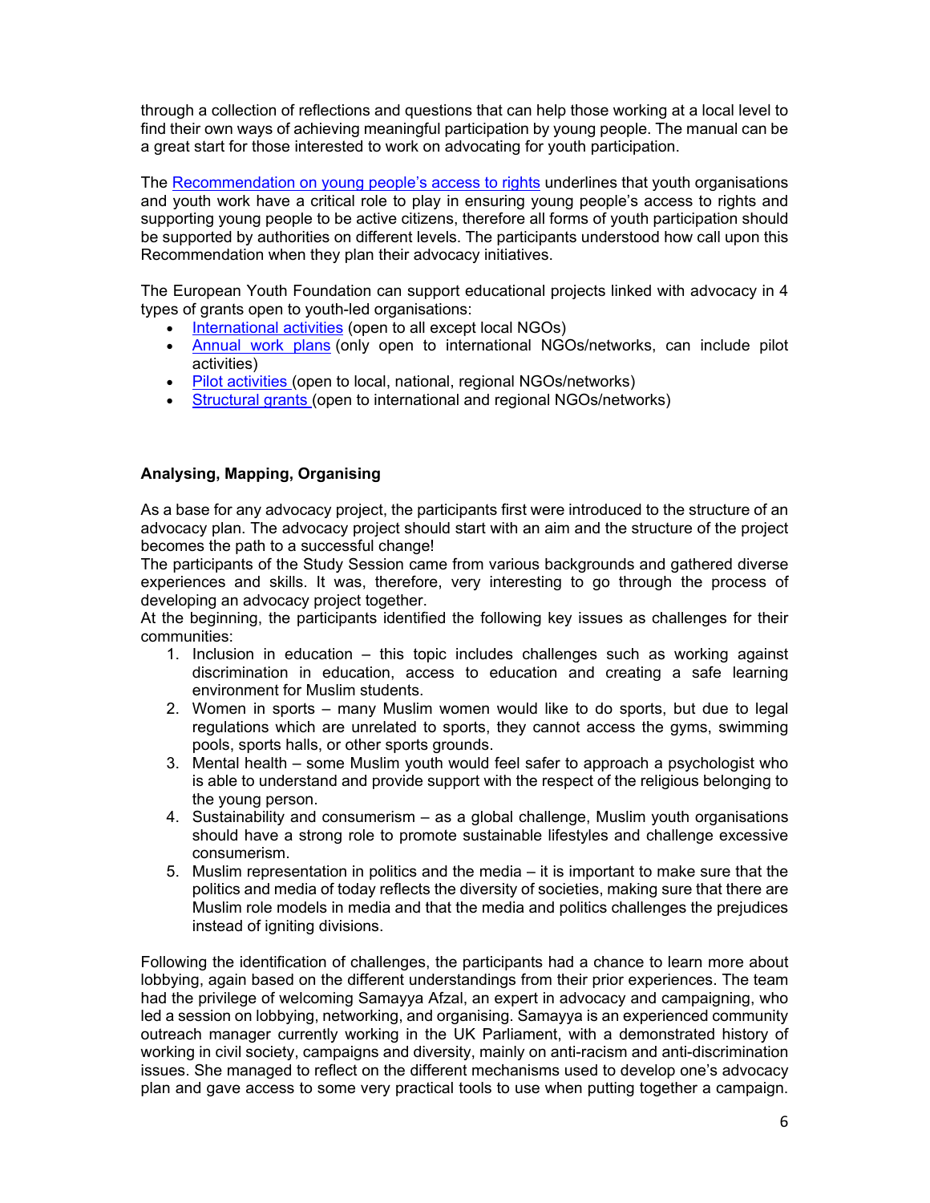through a collection of reflections and questions that can help those working at a local level to find their own ways of achieving meaningful participation by young people. The manual can be a great start for those interested to work on advocating for youth participation.

The [Recommendation on young people's access to rights](#) underlines that youth organisations and youth work have a critical role to play in ensuring young people's access to rights and supporting young people to be active citizens, therefore all forms of youth participation should be supported by authorities on different levels. The participants understood how call upon this Recommendation when they plan their advocacy initiatives.

The European Youth Foundation can support educational projects linked with advocacy in 4 types of grants open to youth-led organisations:

- [International activities](#) (open to all except local NGOs)
- [Annual work plans](#) (only open to international NGOs/networks, can include pilot activities)
- [Pilot activities](#) (open to local, national, regional NGOs/networks)
- [Structural grants](#) (open to international and regional NGOs/networks)

**Analysing, Mapping, Organising**

As a base for any advocacy project, the participants first were introduced to the structure of an advocacy plan. The advocacy project should start with an aim and the structure of the project becomes the path to a successful change!
The participants of the Study Session came from various backgrounds and gathered diverse experiences and skills. It was, therefore, very interesting to go through the process of developing an advocacy project together.
At the beginning, the participants identified the following key issues as challenges for their communities:

1. Inclusion in education – this topic includes challenges such as working against discrimination in education, access to education and creating a safe learning environment for Muslim students.
2. Women in sports – many Muslim women would like to do sports, but due to legal regulations which are unrelated to sports, they cannot access the gyms, swimming pools, sports halls, or other sports grounds.
3. Mental health – some Muslim youth would feel safer to approach a psychologist who is able to understand and provide support with the respect of the religious belonging to the young person.
4. Sustainability and consumerism – as a global challenge, Muslim youth organisations should have a strong role to promote sustainable lifestyles and challenge excessive consumerism.
5. Muslim representation in politics and the media – it is important to make sure that the politics and media of today reflects the diversity of societies, making sure that there are Muslim role models in media and that the media and politics challenges the prejudices instead of igniting divisions.

Following the identification of challenges, the participants had a chance to learn more about lobbying, again based on the different understandings from their prior experiences. The team had the privilege of welcoming Samayya Afzal, an expert in advocacy and campaigning, who led a session on lobbying, networking, and organising. Samayya is an experienced community outreach manager currently working in the UK Parliament, with a demonstrated history of working in civil society, campaigns and diversity, mainly on anti-racism and anti-discrimination issues. She managed to reflect on the different mechanisms used to develop one's advocacy plan and gave access to some very practical tools to use when putting together a campaign.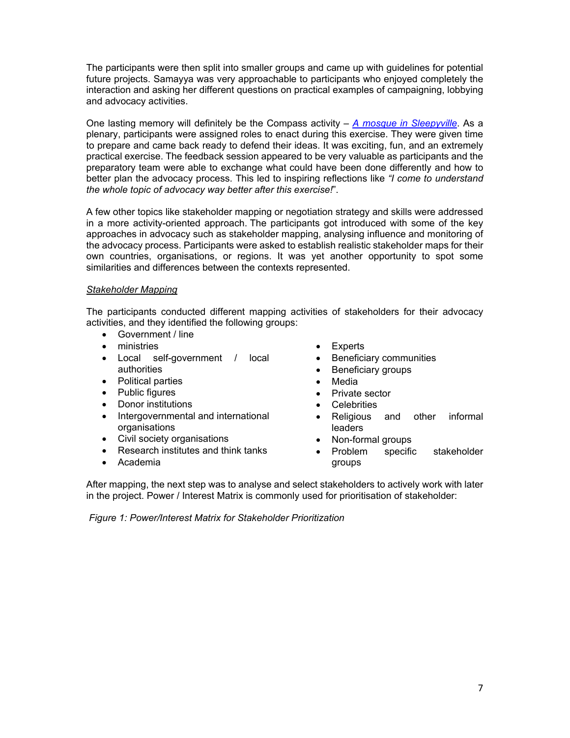The participants were then split into smaller groups and came up with guidelines for potential future projects. Samayya was very approachable to participants who enjoyed completely the interaction and asking her different questions on practical examples of campaigning, lobbying and advocacy activities.

One lasting memory will definitely be the Compass activity – [A mosque in Sleepyville](). As a plenary, participants were assigned roles to enact during this exercise. They were given time to prepare and came back ready to defend their ideas. It was exciting, fun, and an extremely practical exercise. The feedback session appeared to be very valuable as participants and the preparatory team were able to exchange what could have been done differently and how to better plan the advocacy process. This led to inspiring reflections like *"I come to understand the whole topic of advocacy way better after this exercise!*".

A few other topics like stakeholder mapping or negotiation strategy and skills were addressed in a more activity-oriented approach. The participants got introduced with some of the key approaches in advocacy such as stakeholder mapping, analysing influence and monitoring of the advocacy process. Participants were asked to establish realistic stakeholder maps for their own countries, organisations, or regions. It was yet another opportunity to spot some similarities and differences between the contexts represented.

*Stakeholder Mapping*

The participants conducted different mapping activities of stakeholders for their advocacy activities, and they identified the following groups:

- Government / line
- ministries
- Local self-government / local authorities
- Political parties
- Public figures
- Donor institutions
- Intergovernmental and international organisations
- Civil society organisations
- Research institutes and think tanks
- Academia
- Experts
- Beneficiary communities
- Beneficiary groups
- Media
- Private sector
- Celebrities
- Religious and other informal leaders
- Non-formal groups
- Problem specific stakeholder groups

After mapping, the next step was to analyse and select stakeholders to actively work with later in the project. Power / Interest Matrix is commonly used for prioritisation of stakeholder:

*Figure 1: Power/Interest Matrix for Stakeholder Prioritization*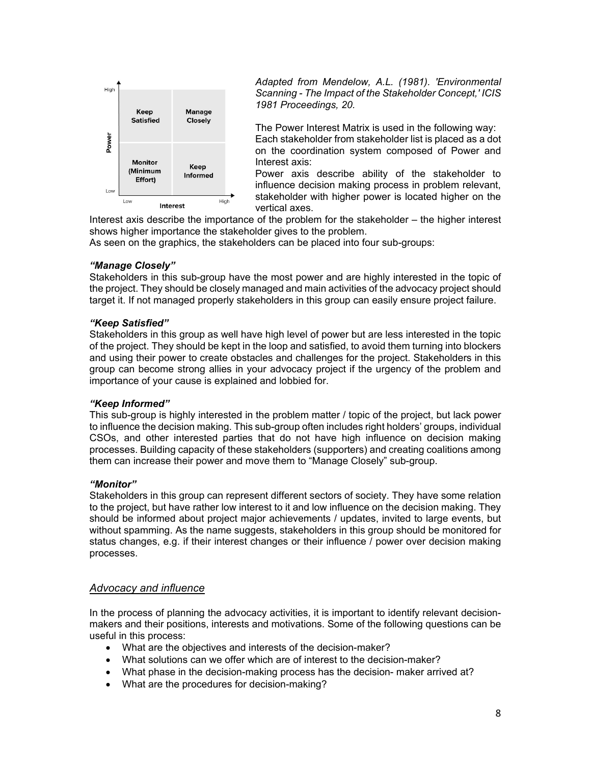*Adapted from Mendelow, A.L. (1981). 'Environmental Scanning - The Impact of the Stakeholder Concept,' ICIS 1981 Proceedings, 20.*

The Power Interest Matrix is used in the following way:
Each stakeholder from stakeholder list is placed as a dot on the coordination system composed of Power and Interest axis:
Power axis describe ability of the stakeholder to influence decision making process in problem relevant, stakeholder with higher power is located higher on the vertical axes.
Interest axis describe the importance of the problem for the stakeholder – the higher interest shows higher importance the stakeholder gives to the problem.
As seen on the graphics, the stakeholders can be placed into four sub-groups:

***"Manage Closely"***
Stakeholders in this sub-group have the most power and are highly interested in the topic of the project. They should be closely managed and main activities of the advocacy project should target it. If not managed properly stakeholders in this group can easily ensure project failure.

***"Keep Satisfied"***
Stakeholders in this group as well have high level of power but are less interested in the topic of the project. They should be kept in the loop and satisfied, to avoid them turning into blockers and using their power to create obstacles and challenges for the project. Stakeholders in this group can become strong allies in your advocacy project if the urgency of the problem and importance of your cause is explained and lobbied for.

***"Keep Informed"***
This sub-group is highly interested in the problem matter / topic of the project, but lack power to influence the decision making. This sub-group often includes right holders' groups, individual CSOs, and other interested parties that do not have high influence on decision making processes. Building capacity of these stakeholders (supporters) and creating coalitions among them can increase their power and move them to "Manage Closely" sub-group.

***"Monitor"***
Stakeholders in this group can represent different sectors of society. They have some relation to the project, but have rather low interest to it and low influence on the decision making. They should be informed about project major achievements / updates, invited to large events, but without spamming. As the name suggests, stakeholders in this group should be monitored for status changes, e.g. if their interest changes or their influence / power over decision making processes.

## *Advocacy and influence*

In the process of planning the advocacy activities, it is important to identify relevant decision-makers and their positions, interests and motivations. Some of the following questions can be useful in this process:

- What are the objectives and interests of the decision-maker?
- What solutions can we offer which are of interest to the decision-maker?
- What phase in the decision-making process has the decision- maker arrived at?
- What are the procedures for decision-making?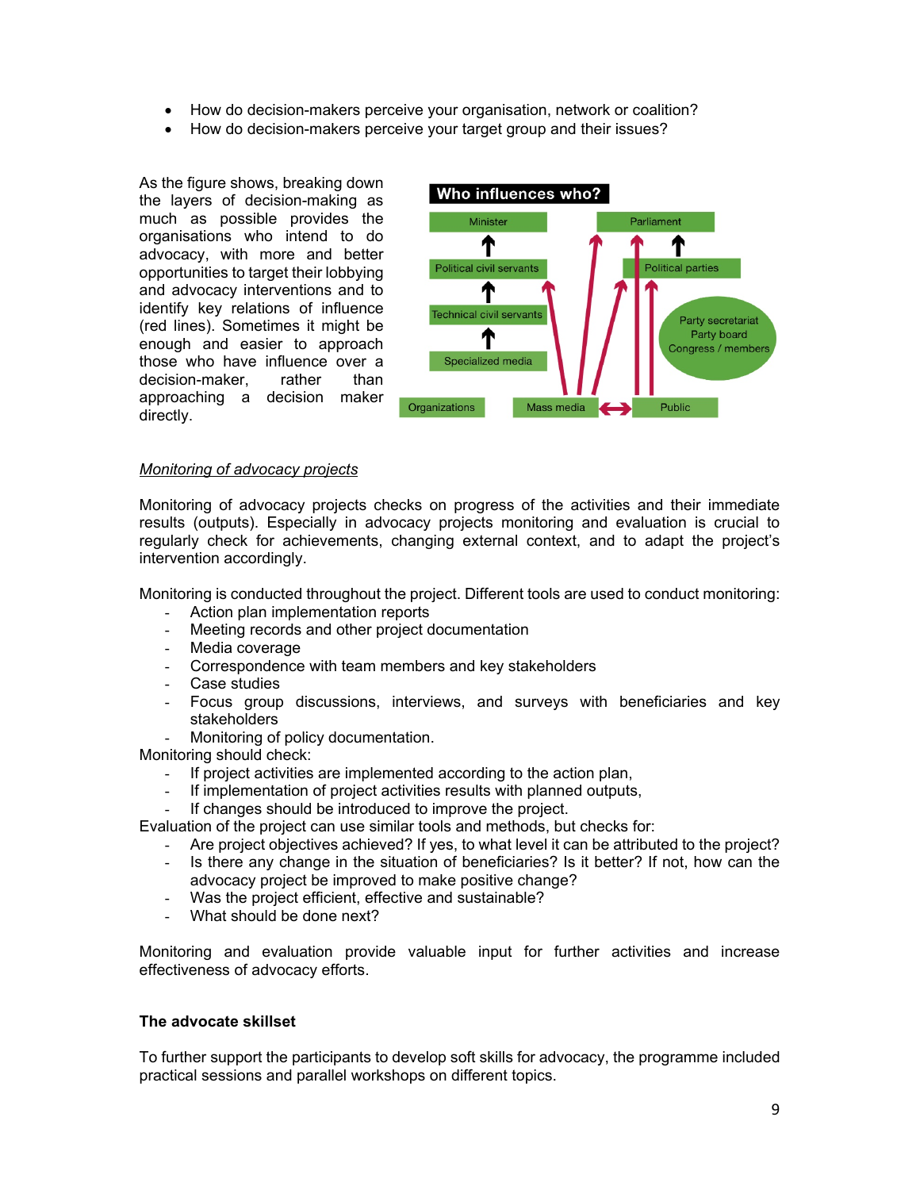- How do decision-makers perceive your organisation, network or coalition?
- How do decision-makers perceive your target group and their issues?

As the figure shows, breaking down the layers of decision-making as much as possible provides the organisations who intend to do advocacy, with more and better opportunities to target their lobbying and advocacy interventions and to identify key relations of influence (red lines). Sometimes it might be enough and easier to approach those who have influence over a decision-maker, rather than approaching a decision maker directly.

**Who influences who?**

Minister, Parliament, Political civil servants, Political parties, Technical civil servants, Party secretariat, Party board, Congress / members, Specialized media, Organizations, Mass media, Public

*Monitoring of advocacy projects*

Monitoring of advocacy projects checks on progress of the activities and their immediate results (outputs). Especially in advocacy projects monitoring and evaluation is crucial to regularly check for achievements, changing external context, and to adapt the project's intervention accordingly.

Monitoring is conducted throughout the project. Different tools are used to conduct monitoring:

- Action plan implementation reports
- Meeting records and other project documentation
- Media coverage
- Correspondence with team members and key stakeholders
- Case studies
- Focus group discussions, interviews, and surveys with beneficiaries and key stakeholders
- Monitoring of policy documentation.

Monitoring should check:

- If project activities are implemented according to the action plan,
- If implementation of project activities results with planned outputs,
- If changes should be introduced to improve the project.

Evaluation of the project can use similar tools and methods, but checks for:

- Are project objectives achieved? If yes, to what level it can be attributed to the project?
- Is there any change in the situation of beneficiaries? Is it better? If not, how can the advocacy project be improved to make positive change?
- Was the project efficient, effective and sustainable?
- What should be done next?

Monitoring and evaluation provide valuable input for further activities and increase effectiveness of advocacy efforts.

**The advocate skillset**

To further support the participants to develop soft skills for advocacy, the programme included practical sessions and parallel workshops on different topics.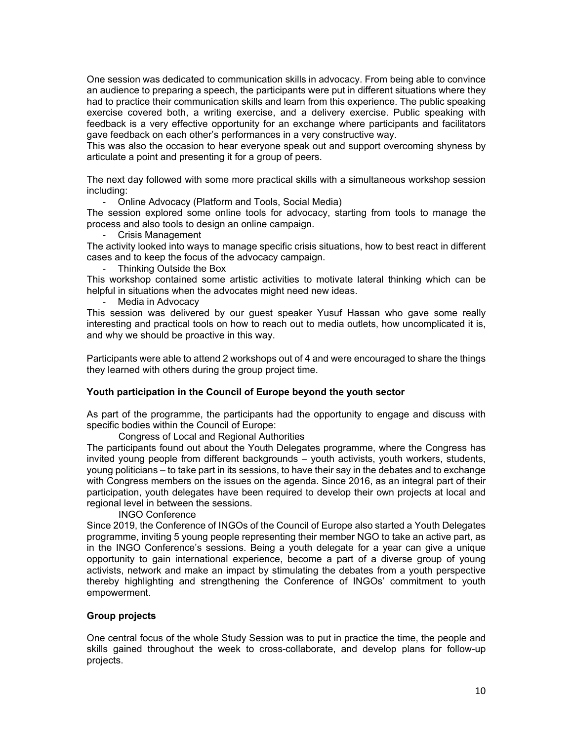One session was dedicated to communication skills in advocacy. From being able to convince an audience to preparing a speech, the participants were put in different situations where they had to practice their communication skills and learn from this experience. The public speaking exercise covered both, a writing exercise, and a delivery exercise. Public speaking with feedback is a very effective opportunity for an exchange where participants and facilitators gave feedback on each other's performances in a very constructive way.
This was also the occasion to hear everyone speak out and support overcoming shyness by articulate a point and presenting it for a group of peers.

The next day followed with some more practical skills with a simultaneous workshop session including:

- Online Advocacy (Platform and Tools, Social Media)

The session explored some online tools for advocacy, starting from tools to manage the process and also tools to design an online campaign.

- Crisis Management

The activity looked into ways to manage specific crisis situations, how to best react in different cases and to keep the focus of the advocacy campaign.

- Thinking Outside the Box

This workshop contained some artistic activities to motivate lateral thinking which can be helpful in situations when the advocates might need new ideas.

- Media in Advocacy

This session was delivered by our guest speaker Yusuf Hassan who gave some really interesting and practical tools on how to reach out to media outlets, how uncomplicated it is, and why we should be proactive in this way.

Participants were able to attend 2 workshops out of 4 and were encouraged to share the things they learned with others during the group project time.

**Youth participation in the Council of Europe beyond the youth sector**

As part of the programme, the participants had the opportunity to engage and discuss with specific bodies within the Council of Europe:

Congress of Local and Regional Authorities

The participants found out about the Youth Delegates programme, where the Congress has invited young people from different backgrounds – youth activists, youth workers, students, young politicians – to take part in its sessions, to have their say in the debates and to exchange with Congress members on the issues on the agenda. Since 2016, as an integral part of their participation, youth delegates have been required to develop their own projects at local and regional level in between the sessions.

INGO Conference

Since 2019, the Conference of INGOs of the Council of Europe also started a Youth Delegates programme, inviting 5 young people representing their member NGO to take an active part, as in the INGO Conference's sessions. Being a youth delegate for a year can give a unique opportunity to gain international experience, become a part of a diverse group of young activists, network and make an impact by stimulating the debates from a youth perspective thereby highlighting and strengthening the Conference of INGOs' commitment to youth empowerment.

**Group projects**

One central focus of the whole Study Session was to put in practice the time, the people and skills gained throughout the week to cross-collaborate, and develop plans for follow-up projects.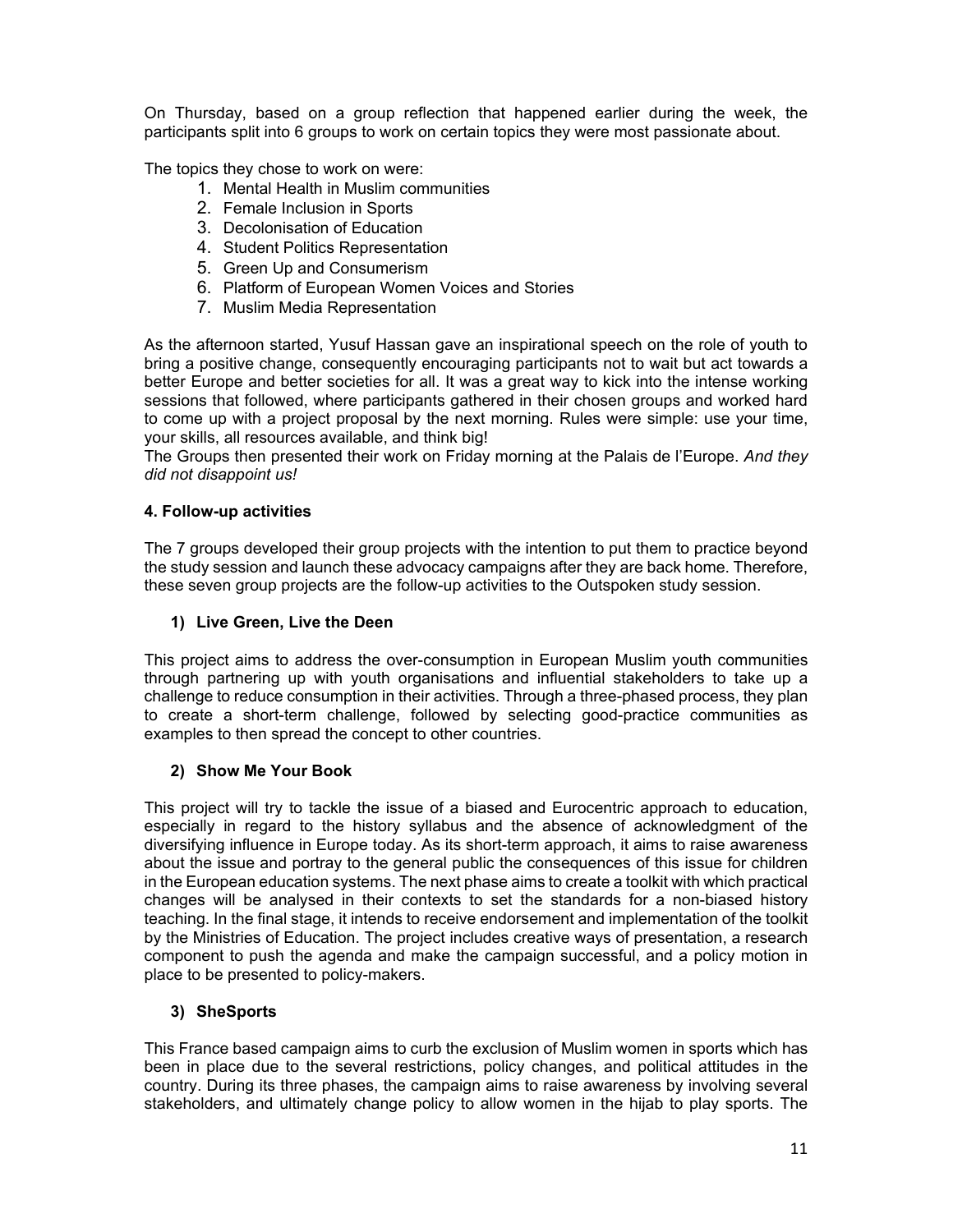On Thursday, based on a group reflection that happened earlier during the week, the participants split into 6 groups to work on certain topics they were most passionate about.

The topics they chose to work on were:

1. Mental Health in Muslim communities
2. Female Inclusion in Sports
3. Decolonisation of Education
4. Student Politics Representation
5. Green Up and Consumerism
6. Platform of European Women Voices and Stories
7. Muslim Media Representation

As the afternoon started, Yusuf Hassan gave an inspirational speech on the role of youth to bring a positive change, consequently encouraging participants not to wait but act towards a better Europe and better societies for all. It was a great way to kick into the intense working sessions that followed, where participants gathered in their chosen groups and worked hard to come up with a project proposal by the next morning. Rules were simple: use your time, your skills, all resources available, and think big!
The Groups then presented their work on Friday morning at the Palais de l'Europe. *And they did not disappoint us!*

### 4. Follow-up activities

The 7 groups developed their group projects with the intention to put them to practice beyond the study session and launch these advocacy campaigns after they are back home. Therefore, these seven group projects are the follow-up activities to the Outspoken study session.

#### 1) Live Green, Live the Deen

This project aims to address the over-consumption in European Muslim youth communities through partnering up with youth organisations and influential stakeholders to take up a challenge to reduce consumption in their activities. Through a three-phased process, they plan to create a short-term challenge, followed by selecting good-practice communities as examples to then spread the concept to other countries.

#### 2) Show Me Your Book

This project will try to tackle the issue of a biased and Eurocentric approach to education, especially in regard to the history syllabus and the absence of acknowledgment of the diversifying influence in Europe today. As its short-term approach, it aims to raise awareness about the issue and portray to the general public the consequences of this issue for children in the European education systems. The next phase aims to create a toolkit with which practical changes will be analysed in their contexts to set the standards for a non-biased history teaching. In the final stage, it intends to receive endorsement and implementation of the toolkit by the Ministries of Education. The project includes creative ways of presentation, a research component to push the agenda and make the campaign successful, and a policy motion in place to be presented to policy-makers.

#### 3) SheSports

This France based campaign aims to curb the exclusion of Muslim women in sports which has been in place due to the several restrictions, policy changes, and political attitudes in the country. During its three phases, the campaign aims to raise awareness by involving several stakeholders, and ultimately change policy to allow women in the hijab to play sports. The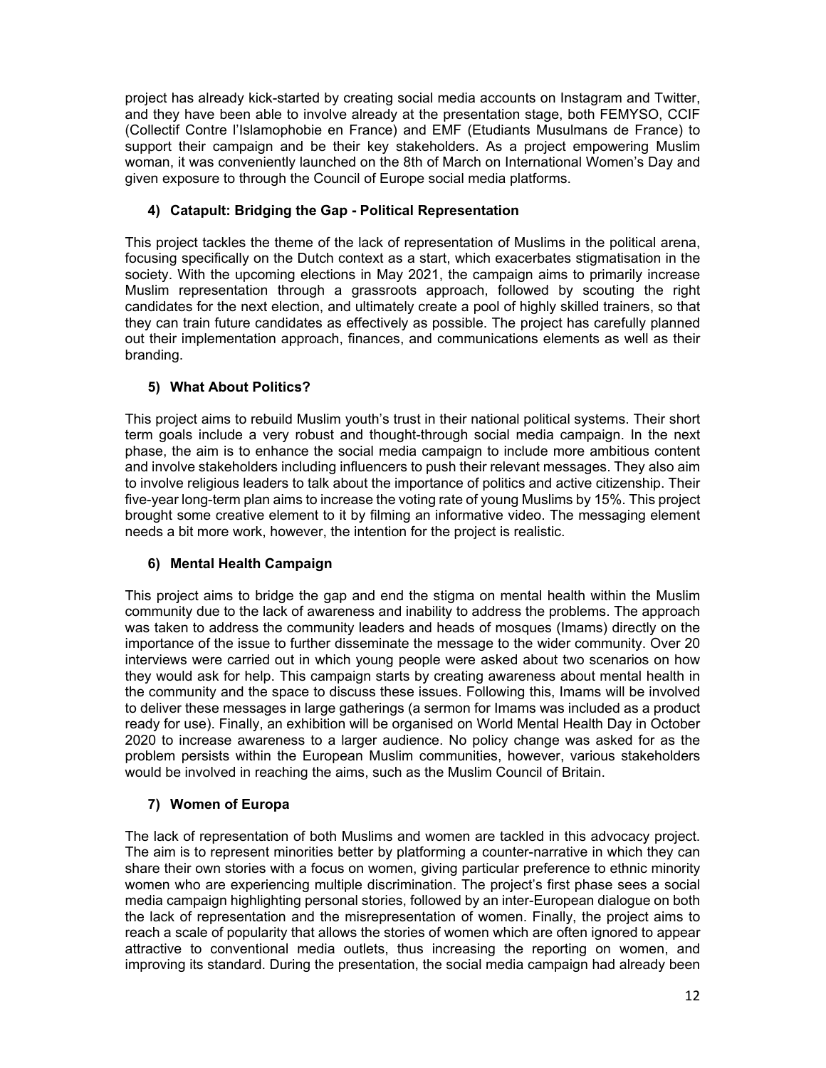project has already kick-started by creating social media accounts on Instagram and Twitter, and they have been able to involve already at the presentation stage, both FEMYSO, CCIF (Collectif Contre l'Islamophobie en France) and EMF (Etudiants Musulmans de France) to support their campaign and be their key stakeholders. As a project empowering Muslim woman, it was conveniently launched on the 8th of March on International Women's Day and given exposure to through the Council of Europe social media platforms.

### 4) Catapult: Bridging the Gap - Political Representation

This project tackles the theme of the lack of representation of Muslims in the political arena, focusing specifically on the Dutch context as a start, which exacerbates stigmatisation in the society. With the upcoming elections in May 2021, the campaign aims to primarily increase Muslim representation through a grassroots approach, followed by scouting the right candidates for the next election, and ultimately create a pool of highly skilled trainers, so that they can train future candidates as effectively as possible. The project has carefully planned out their implementation approach, finances, and communications elements as well as their branding.

### 5) What About Politics?

This project aims to rebuild Muslim youth's trust in their national political systems. Their short term goals include a very robust and thought-through social media campaign. In the next phase, the aim is to enhance the social media campaign to include more ambitious content and involve stakeholders including influencers to push their relevant messages. They also aim to involve religious leaders to talk about the importance of politics and active citizenship. Their five-year long-term plan aims to increase the voting rate of young Muslims by 15%. This project brought some creative element to it by filming an informative video. The messaging element needs a bit more work, however, the intention for the project is realistic.

### 6) Mental Health Campaign

This project aims to bridge the gap and end the stigma on mental health within the Muslim community due to the lack of awareness and inability to address the problems. The approach was taken to address the community leaders and heads of mosques (Imams) directly on the importance of the issue to further disseminate the message to the wider community. Over 20 interviews were carried out in which young people were asked about two scenarios on how they would ask for help. This campaign starts by creating awareness about mental health in the community and the space to discuss these issues. Following this, Imams will be involved to deliver these messages in large gatherings (a sermon for Imams was included as a product ready for use). Finally, an exhibition will be organised on World Mental Health Day in October 2020 to increase awareness to a larger audience. No policy change was asked for as the problem persists within the European Muslim communities, however, various stakeholders would be involved in reaching the aims, such as the Muslim Council of Britain.

### 7) Women of Europa

The lack of representation of both Muslims and women are tackled in this advocacy project. The aim is to represent minorities better by platforming a counter-narrative in which they can share their own stories with a focus on women, giving particular preference to ethnic minority women who are experiencing multiple discrimination. The project's first phase sees a social media campaign highlighting personal stories, followed by an inter-European dialogue on both the lack of representation and the misrepresentation of women. Finally, the project aims to reach a scale of popularity that allows the stories of women which are often ignored to appear attractive to conventional media outlets, thus increasing the reporting on women, and improving its standard. During the presentation, the social media campaign had already been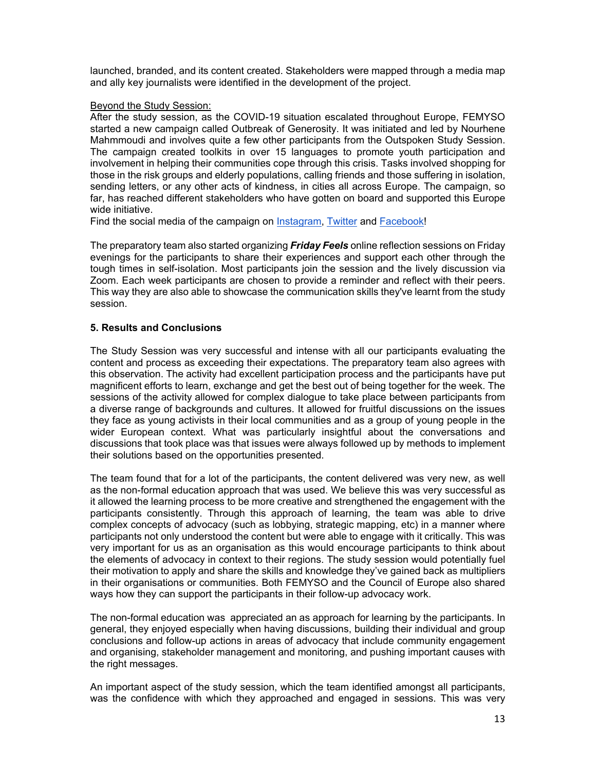launched, branded, and its content created. Stakeholders were mapped through a media map and ally key journalists were identified in the development of the project.

Beyond the Study Session:

After the study session, as the COVID-19 situation escalated throughout Europe, FEMYSO started a new campaign called Outbreak of Generosity. It was initiated and led by Nourhene Mahmmoudi and involves quite a few other participants from the Outspoken Study Session. The campaign created toolkits in over 15 languages to promote youth participation and involvement in helping their communities cope through this crisis. Tasks involved shopping for those in the risk groups and elderly populations, calling friends and those suffering in isolation, sending letters, or any other acts of kindness, in cities all across Europe. The campaign, so far, has reached different stakeholders who have gotten on board and supported this Europe wide initiative.

Find the social media of the campaign on Instagram, Twitter and Facebook!

The preparatory team also started organizing ***Friday Feels*** online reflection sessions on Friday evenings for the participants to share their experiences and support each other through the tough times in self-isolation. Most participants join the session and the lively discussion via Zoom. Each week participants are chosen to provide a reminder and reflect with their peers. This way they are also able to showcase the communication skills they've learnt from the study session.

### 5. Results and Conclusions

The Study Session was very successful and intense with all our participants evaluating the content and process as exceeding their expectations. The preparatory team also agrees with this observation. The activity had excellent participation process and the participants have put magnificent efforts to learn, exchange and get the best out of being together for the week. The sessions of the activity allowed for complex dialogue to take place between participants from a diverse range of backgrounds and cultures. It allowed for fruitful discussions on the issues they face as young activists in their local communities and as a group of young people in the wider European context. What was particularly insightful about the conversations and discussions that took place was that issues were always followed up by methods to implement their solutions based on the opportunities presented.

The team found that for a lot of the participants, the content delivered was very new, as well as the non-formal education approach that was used. We believe this was very successful as it allowed the learning process to be more creative and strengthened the engagement with the participants consistently. Through this approach of learning, the team was able to drive complex concepts of advocacy (such as lobbying, strategic mapping, etc) in a manner where participants not only understood the content but were able to engage with it critically. This was very important for us as an organisation as this would encourage participants to think about the elements of advocacy in context to their regions. The study session would potentially fuel their motivation to apply and share the skills and knowledge they've gained back as multipliers in their organisations or communities. Both FEMYSO and the Council of Europe also shared ways how they can support the participants in their follow-up advocacy work.

The non-formal education was appreciated an as approach for learning by the participants. In general, they enjoyed especially when having discussions, building their individual and group conclusions and follow-up actions in areas of advocacy that include community engagement and organising, stakeholder management and monitoring, and pushing important causes with the right messages.

An important aspect of the study session, which the team identified amongst all participants, was the confidence with which they approached and engaged in sessions. This was very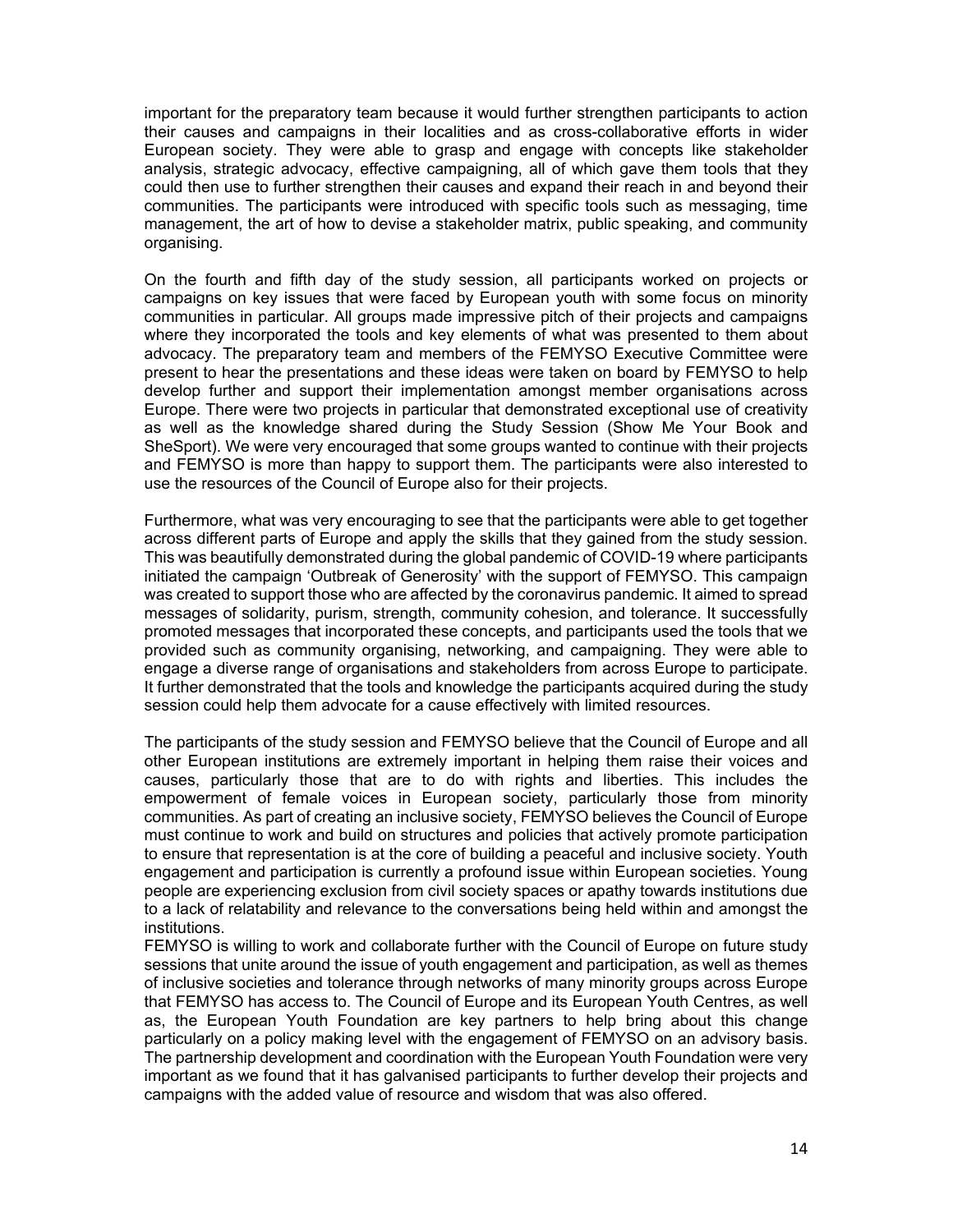important for the preparatory team because it would further strengthen participants to action their causes and campaigns in their localities and as cross-collaborative efforts in wider European society. They were able to grasp and engage with concepts like stakeholder analysis, strategic advocacy, effective campaigning, all of which gave them tools that they could then use to further strengthen their causes and expand their reach in and beyond their communities. The participants were introduced with specific tools such as messaging, time management, the art of how to devise a stakeholder matrix, public speaking, and community organising.

On the fourth and fifth day of the study session, all participants worked on projects or campaigns on key issues that were faced by European youth with some focus on minority communities in particular. All groups made impressive pitch of their projects and campaigns where they incorporated the tools and key elements of what was presented to them about advocacy. The preparatory team and members of the FEMYSO Executive Committee were present to hear the presentations and these ideas were taken on board by FEMYSO to help develop further and support their implementation amongst member organisations across Europe. There were two projects in particular that demonstrated exceptional use of creativity as well as the knowledge shared during the Study Session (Show Me Your Book and SheSport). We were very encouraged that some groups wanted to continue with their projects and FEMYSO is more than happy to support them. The participants were also interested to use the resources of the Council of Europe also for their projects.

Furthermore, what was very encouraging to see that the participants were able to get together across different parts of Europe and apply the skills that they gained from the study session. This was beautifully demonstrated during the global pandemic of COVID-19 where participants initiated the campaign 'Outbreak of Generosity' with the support of FEMYSO. This campaign was created to support those who are affected by the coronavirus pandemic. It aimed to spread messages of solidarity, purism, strength, community cohesion, and tolerance. It successfully promoted messages that incorporated these concepts, and participants used the tools that we provided such as community organising, networking, and campaigning. They were able to engage a diverse range of organisations and stakeholders from across Europe to participate. It further demonstrated that the tools and knowledge the participants acquired during the study session could help them advocate for a cause effectively with limited resources.

The participants of the study session and FEMYSO believe that the Council of Europe and all other European institutions are extremely important in helping them raise their voices and causes, particularly those that are to do with rights and liberties. This includes the empowerment of female voices in European society, particularly those from minority communities. As part of creating an inclusive society, FEMYSO believes the Council of Europe must continue to work and build on structures and policies that actively promote participation to ensure that representation is at the core of building a peaceful and inclusive society. Youth engagement and participation is currently a profound issue within European societies. Young people are experiencing exclusion from civil society spaces or apathy towards institutions due to a lack of relatability and relevance to the conversations being held within and amongst the institutions.

FEMYSO is willing to work and collaborate further with the Council of Europe on future study sessions that unite around the issue of youth engagement and participation, as well as themes of inclusive societies and tolerance through networks of many minority groups across Europe that FEMYSO has access to. The Council of Europe and its European Youth Centres, as well as, the European Youth Foundation are key partners to help bring about this change particularly on a policy making level with the engagement of FEMYSO on an advisory basis. The partnership development and coordination with the European Youth Foundation were very important as we found that it has galvanised participants to further develop their projects and campaigns with the added value of resource and wisdom that was also offered.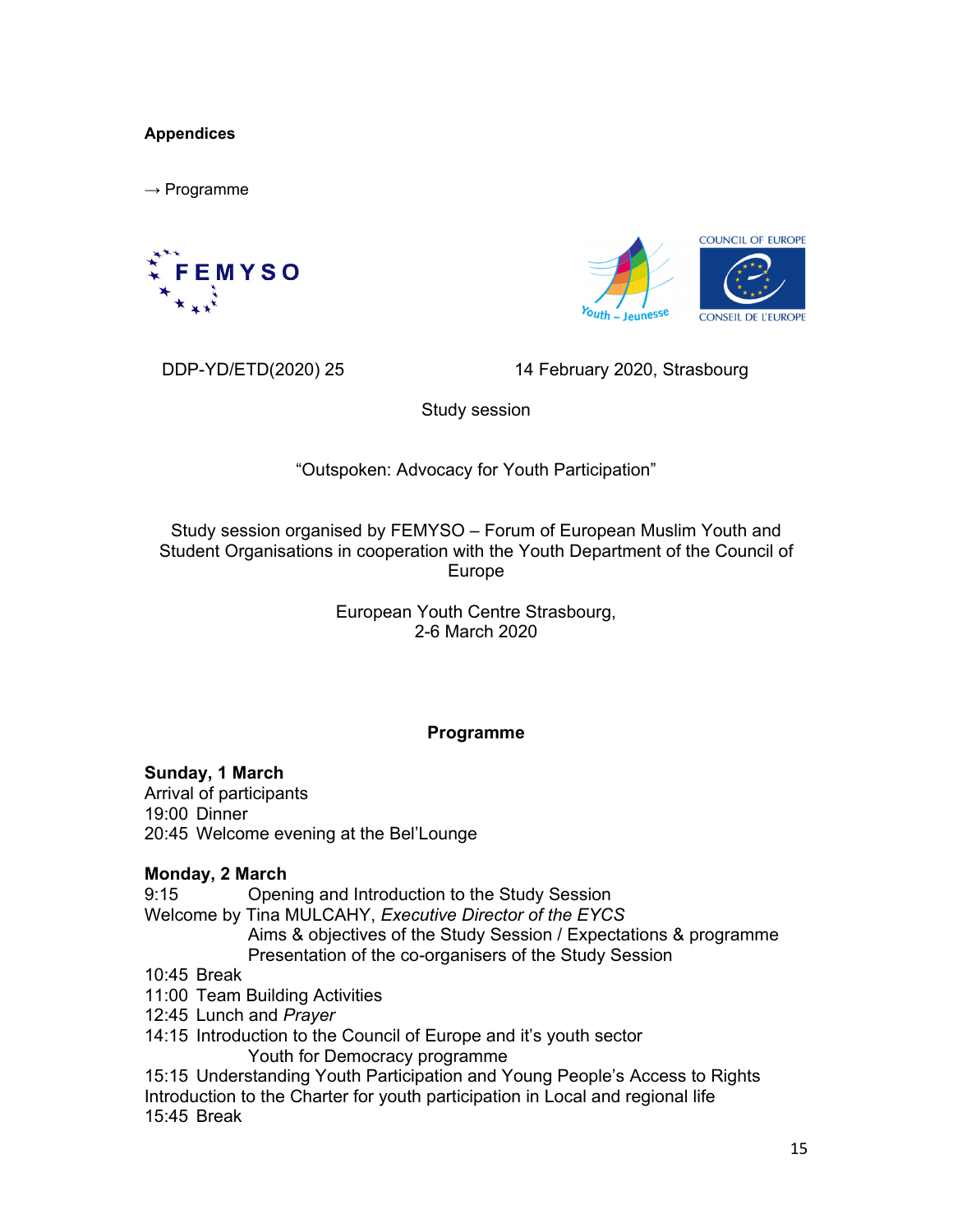**Appendices**

→ Programme

DDP-YD/ETD(2020) 25 14 February 2020, Strasbourg

Study session

"Outspoken: Advocacy for Youth Participation"

Study session organised by FEMYSO – Forum of European Muslim Youth and Student Organisations in cooperation with the Youth Department of the Council of Europe

European Youth Centre Strasbourg,
2-6 March 2020

**Programme**

**Sunday, 1 March**
Arrival of participants
19:00 Dinner
20:45 Welcome evening at the Bel'Lounge

**Monday, 2 March**
9:15 Opening and Introduction to the Study Session
Welcome by Tina MULCAHY, *Executive Director of the EYCS*
Aims & objectives of the Study Session / Expectations & programme
Presentation of the co-organisers of the Study Session
10:45 Break
11:00 Team Building Activities
12:45 Lunch and *Prayer*
14:15 Introduction to the Council of Europe and it's youth sector
Youth for Democracy programme
15:15 Understanding Youth Participation and Young People's Access to Rights
Introduction to the Charter for youth participation in Local and regional life
15:45 Break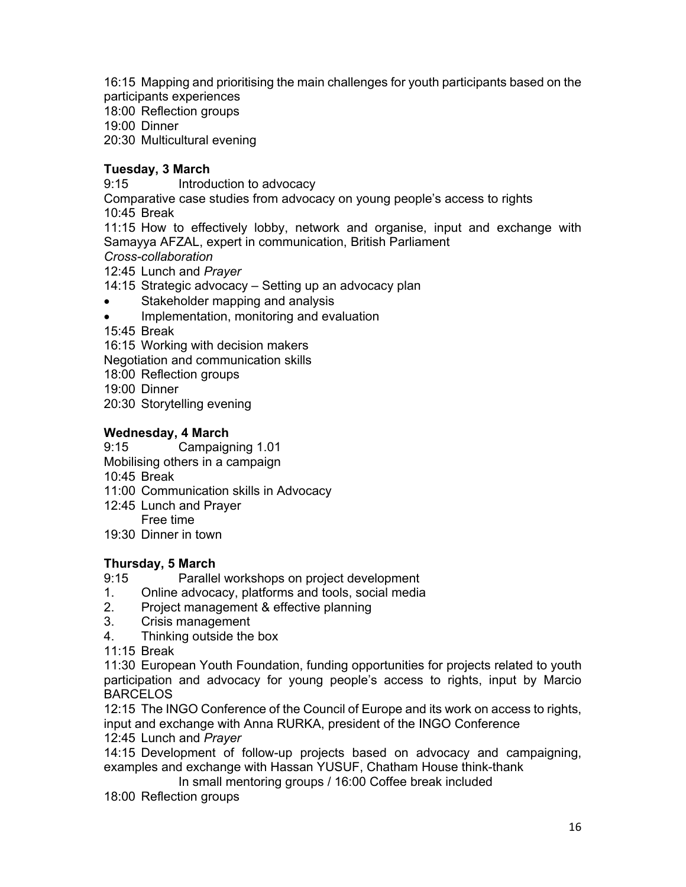16:15 Mapping and prioritising the main challenges for youth participants based on the participants experiences

18:00 Reflection groups

19:00 Dinner

20:30 Multicultural evening

**Tuesday, 3 March**

9:15 Introduction to advocacy

Comparative case studies from advocacy on young people's access to rights

10:45 Break

11:15 How to effectively lobby, network and organise, input and exchange with Samayya AFZAL, expert in communication, British Parliament

*Cross-collaboration*

12:45 Lunch and *Prayer*

14:15 Strategic advocacy – Setting up an advocacy plan

- Stakeholder mapping and analysis
- Implementation, monitoring and evaluation

15:45 Break

16:15 Working with decision makers

Negotiation and communication skills

18:00 Reflection groups

19:00 Dinner

20:30 Storytelling evening

**Wednesday, 4 March**

9:15 Campaigning 1.01

Mobilising others in a campaign

10:45 Break

11:00 Communication skills in Advocacy

12:45 Lunch and Prayer

Free time

19:30 Dinner in town

**Thursday, 5 March**

9:15 Parallel workshops on project development

1. Online advocacy, platforms and tools, social media
2. Project management & effective planning
3. Crisis management
4. Thinking outside the box

11:15 Break

11:30 European Youth Foundation, funding opportunities for projects related to youth participation and advocacy for young people's access to rights, input by Marcio BARCELOS

12:15 The INGO Conference of the Council of Europe and its work on access to rights, input and exchange with Anna RURKA, president of the INGO Conference

12:45 Lunch and *Prayer*

14:15 Development of follow-up projects based on advocacy and campaigning, examples and exchange with Hassan YUSUF, Chatham House think-thank

In small mentoring groups / 16:00 Coffee break included

18:00 Reflection groups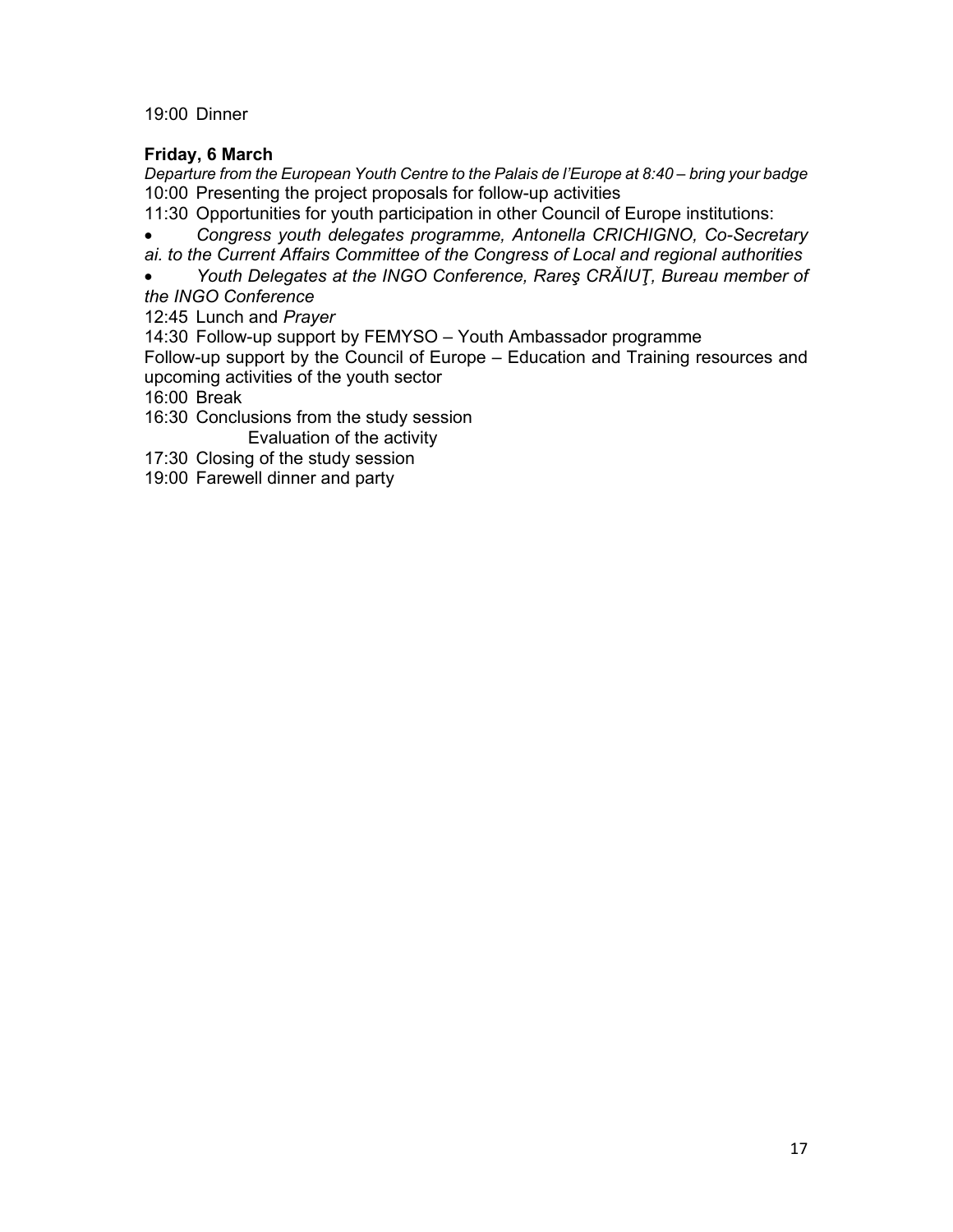19:00 Dinner

**Friday, 6 March**

*Departure from the European Youth Centre to the Palais de l'Europe at 8:40 – bring your badge*

10:00 Presenting the project proposals for follow-up activities

11:30 Opportunities for youth participation in other Council of Europe institutions:

- *Congress youth delegates programme, Antonella CRICHIGNO, Co-Secretary ai. to the Current Affairs Committee of the Congress of Local and regional authorities*
- *Youth Delegates at the INGO Conference, Rareş CRĂIUŢ, Bureau member of the INGO Conference*

12:45 Lunch and *Prayer*

14:30 Follow-up support by FEMYSO – Youth Ambassador programme

Follow-up support by the Council of Europe – Education and Training resources and upcoming activities of the youth sector

16:00 Break

16:30 Conclusions from the study session

Evaluation of the activity

17:30 Closing of the study session

19:00 Farewell dinner and party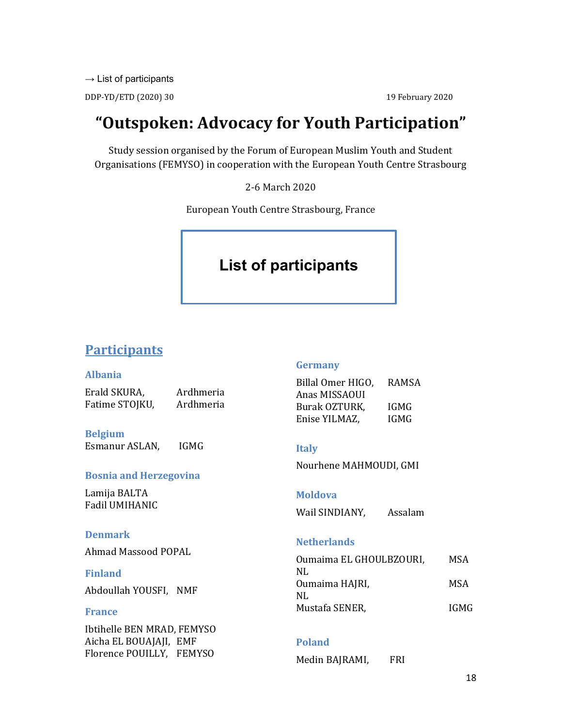→ List of participants

DDP-YD/ETD (2020) 30

19 February 2020

# "Outspoken: Advocacy for Youth Participation"

Study session organised by the Forum of European Muslim Youth and Student Organisations (FEMYSO) in cooperation with the European Youth Centre Strasbourg

2-6 March 2020

European Youth Centre Strasbourg, France

## List of participants

## Participants

### Albania

Erald SKURA, Ardhmeria
Fatime STOJKU, Ardhmeria

### Belgium

Esmanur ASLAN, IGMG

### Bosnia and Herzegovina

Lamija BALTA
Fadil UMIHANIC

### Denmark

Ahmad Massood POPAL

### Finland

Abdoullah YOUSFI, NMF

### France

Ibtihelle BEN MRAD, FEMYSO
Aicha EL BOUAJAJI, EMF
Florence POUILLY, FEMYSO

### Germany

Billal Omer HIGO, RAMSA
Anas MISSAOUI
Burak OZTURK, IGMG
Enise YILMAZ, IGMG

### Italy

Nourhene MAHMOUDI, GMI

### Moldova

Wail SINDIANY, Assalam

### Netherlands

Oumaima EL GHOULBZOURI, MSA NL
Oumaima HAJRI, MSA NL
Mustafa SENER, IGMG

### Poland

Medin BAJRAMI, FRI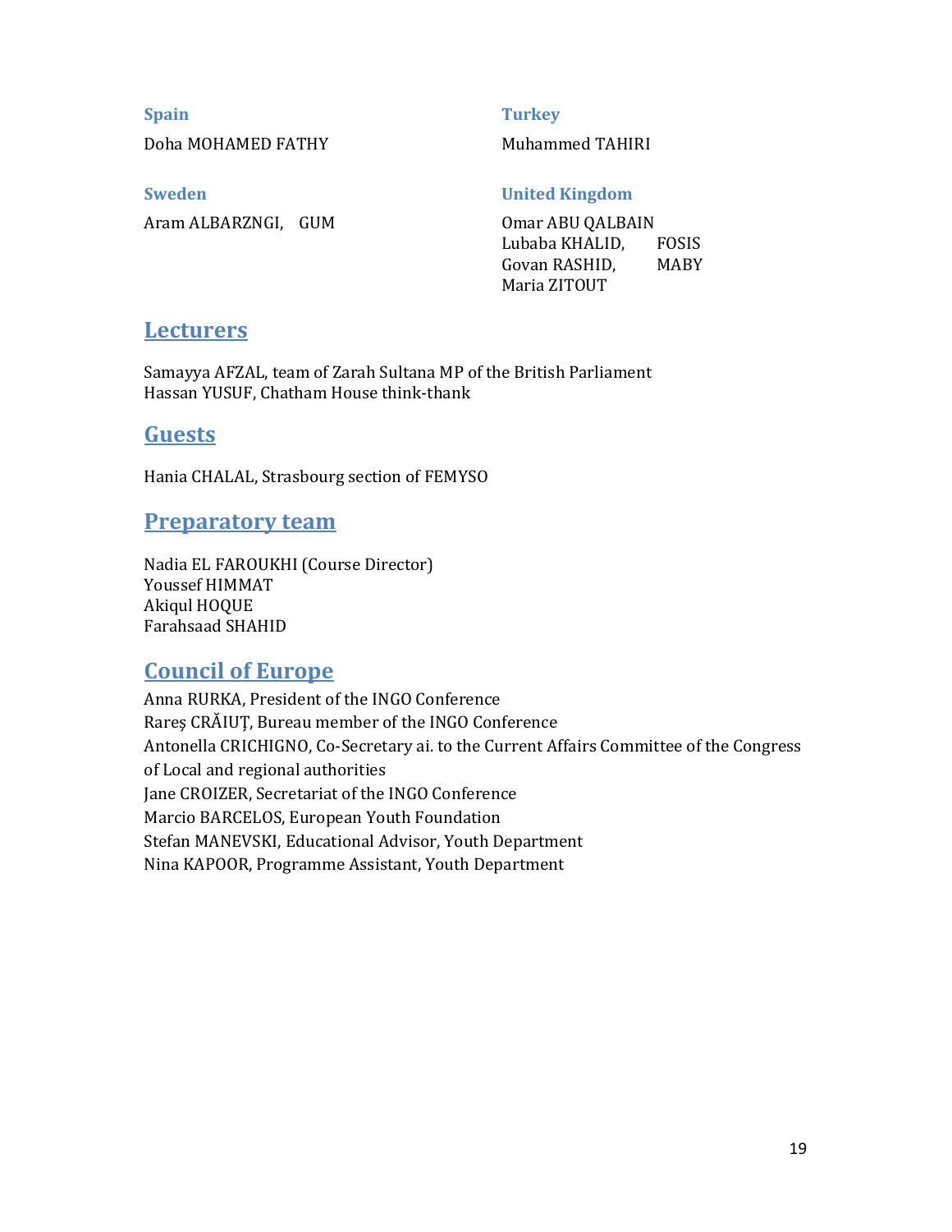**Spain**

Doha MOHAMED FATHY

**Sweden**

Aram ALBARZNGI, GUM

**Turkey**

Muhammed TAHIRI

**United Kingdom**

Omar ABU QALBAIN
Lubaba KHALID, FOSIS
Govan RASHID, MABY
Maria ZITOUT

## Lecturers

Samayya AFZAL, team of Zarah Sultana MP of the British Parliament
Hassan YUSUF, Chatham House think-thank

## Guests

Hania CHALAL, Strasbourg section of FEMYSO

## Preparatory team

Nadia EL FAROUKHI (Course Director)
Youssef HIMMAT
Akiqul HOQUE
Farahsaad SHAHID

## Council of Europe

Anna RURKA, President of the INGO Conference
Rareş CRĂIUŢ, Bureau member of the INGO Conference
Antonella CRICHIGNO, Co-Secretary ai. to the Current Affairs Committee of the Congress of Local and regional authorities
Jane CROIZER, Secretariat of the INGO Conference
Marcio BARCELOS, European Youth Foundation
Stefan MANEVSKI, Educational Advisor, Youth Department
Nina KAPOOR, Programme Assistant, Youth Department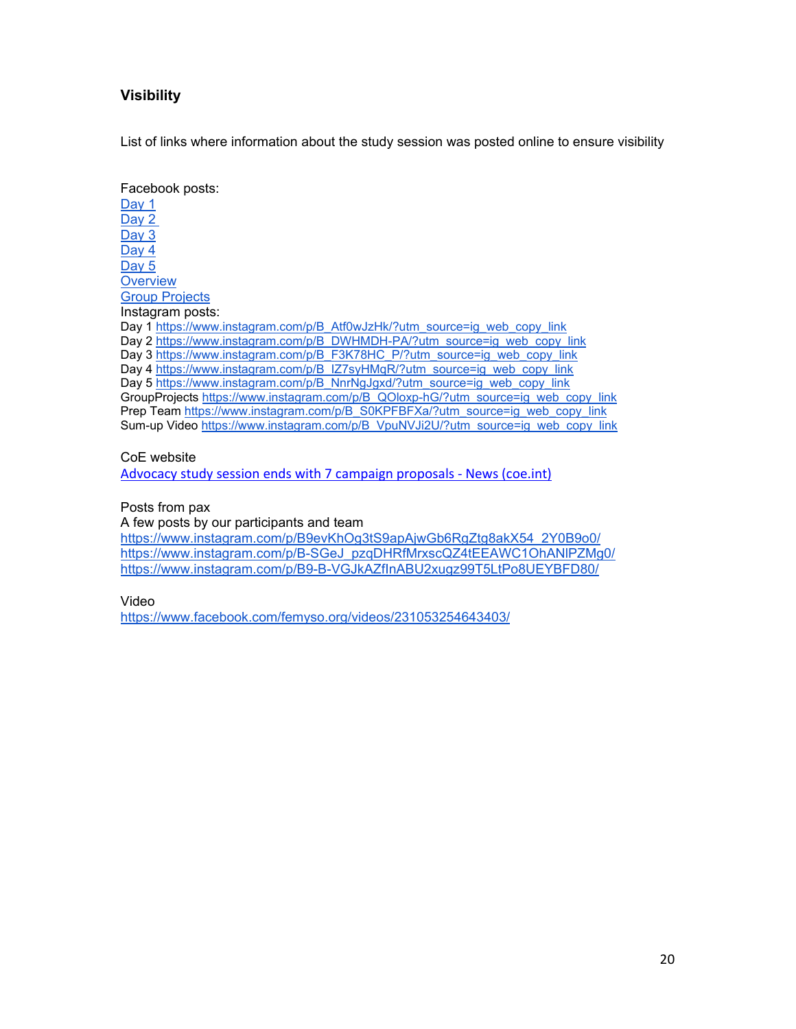## Visibility

List of links where information about the study session was posted online to ensure visibility

Facebook posts:
Day 1
Day 2
Day 3
Day 4
Day 5
Overview
Group Projects
Instagram posts:
Day 1 https://www.instagram.com/p/B_Atf0wJzHk/?utm_source=ig_web_copy_link
Day 2 https://www.instagram.com/p/B_DWHMDH-PA/?utm_source=ig_web_copy_link
Day 3 https://www.instagram.com/p/B_F3K78HC_P/?utm_source=ig_web_copy_link
Day 4 https://www.instagram.com/p/B_IZ7syHMqR/?utm_source=ig_web_copy_link
Day 5 https://www.instagram.com/p/B_NnrNgJgxd/?utm_source=ig_web_copy_link
GroupProjects https://www.instagram.com/p/B_QOloxp-hG/?utm_source=ig_web_copy_link
Prep Team https://www.instagram.com/p/B_S0KPFBFXa/?utm_source=ig_web_copy_link
Sum-up Video https://www.instagram.com/p/B_VpuNVJi2U/?utm_source=ig_web_copy_link

CoE website
Advocacy study session ends with 7 campaign proposals - News (coe.int)

Posts from pax
A few posts by our participants and team
https://www.instagram.com/p/B9evKhOg3tS9apAjwGb6RgZtg8akX54_2Y0B9o0/
https://www.instagram.com/p/B-SGeJ_pzqDHRfMrxscQZ4tEEAWC1OhANlPZMg0/
https://www.instagram.com/p/B9-B-VGJkAZfInABU2xugz99T5LtPo8UEYBFD80/

Video
https://www.facebook.com/femyso.org/videos/231053254643403/